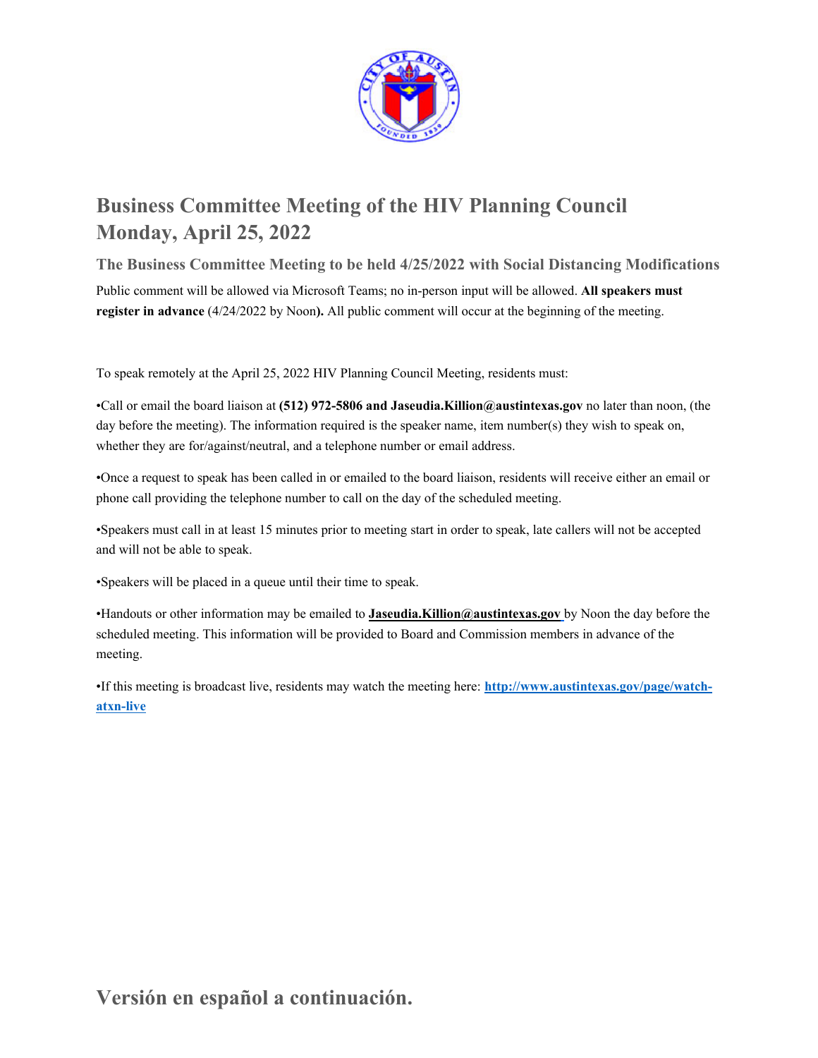# Business Committee Meeting of the HIV Planning Council
# Monday, April 25, 2022

### The Business Committee Meeting to be held 4/25/2022 with Social Distancing Modifications

Public comment will be allowed via Microsoft Teams; no in-person input will be allowed. **All speakers must register in advance** (4/24/2022 by Noon**).** All public comment will occur at the beginning of the meeting.

To speak remotely at the April 25, 2022 HIV Planning Council Meeting, residents must:

•Call or email the board liaison at **(512) 972-5806 and Jaseudia.Killion@austintexas.gov** no later than noon, (the day before the meeting). The information required is the speaker name, item number(s) they wish to speak on, whether they are for/against/neutral, and a telephone number or email address.

•Once a request to speak has been called in or emailed to the board liaison, residents will receive either an email or phone call providing the telephone number to call on the day of the scheduled meeting.

•Speakers must call in at least 15 minutes prior to meeting start in order to speak, late callers will not be accepted and will not be able to speak.

•Speakers will be placed in a queue until their time to speak.

•Handouts or other information may be emailed to **Jaseudia.Killion@austintexas.gov** by Noon the day before the scheduled meeting. This information will be provided to Board and Commission members in advance of the meeting.

•If this meeting is broadcast live, residents may watch the meeting here: **http://www.austintexas.gov/page/watch-atxn-live**

# Versión en español a continuación.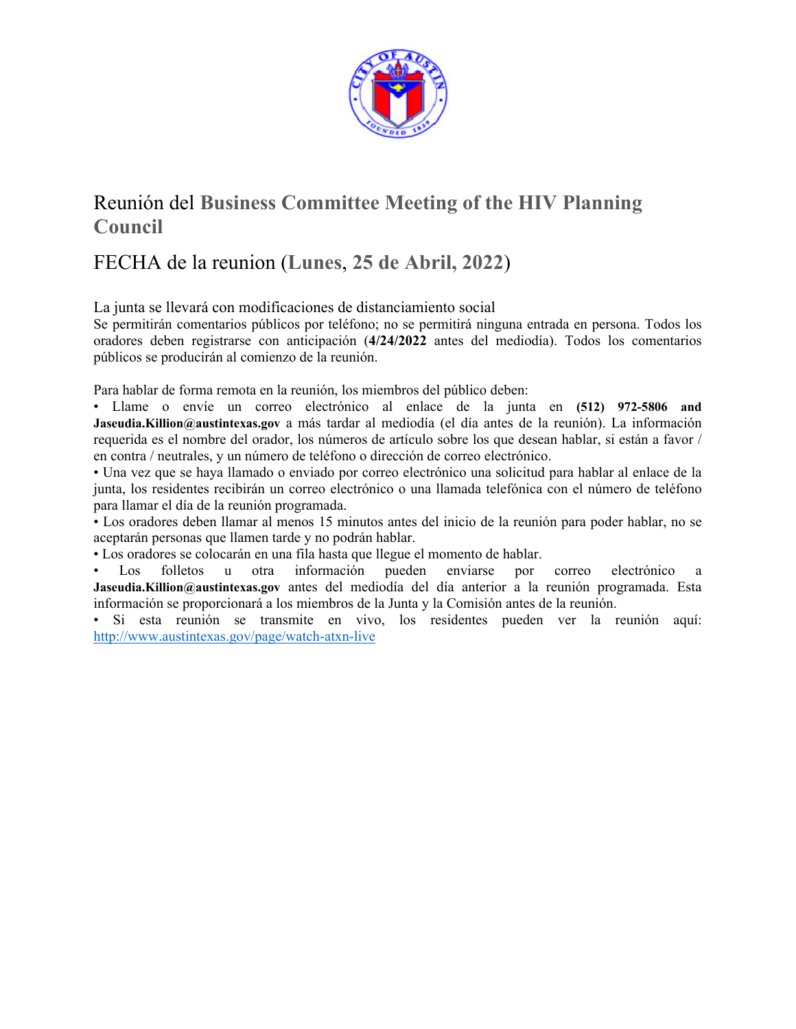# Reunión del **Business Committee Meeting of the HIV Planning Council**

## FECHA de la reunion (**Lunes, 25 de Abril, 2022**)

La junta se llevará con modificaciones de distanciamiento social

Se permitirán comentarios públicos por teléfono; no se permitirá ninguna entrada en persona. Todos los oradores deben registrarse con anticipación (**4/24/2022** antes del mediodía). Todos los comentarios públicos se producirán al comienzo de la reunión.

Para hablar de forma remota en la reunión, los miembros del público deben:

- Llame o envíe un correo electrónico al enlace de la junta en **(512) 972-5806 and Jaseudia.Killion@austintexas.gov** a más tardar al mediodía (el día antes de la reunión). La información requerida es el nombre del orador, los números de artículo sobre los que desean hablar, si están a favor / en contra / neutrales, y un número de teléfono o dirección de correo electrónico.
- Una vez que se haya llamado o enviado por correo electrónico una solicitud para hablar al enlace de la junta, los residentes recibirán un correo electrónico o una llamada telefónica con el número de teléfono para llamar el día de la reunión programada.
- Los oradores deben llamar al menos 15 minutos antes del inicio de la reunión para poder hablar, no se aceptarán personas que llamen tarde y no podrán hablar.
- Los oradores se colocarán en una fila hasta que llegue el momento de hablar.
- Los folletos u otra información pueden enviarse por correo electrónico a **Jaseudia.Killion@austintexas.gov** antes del mediodía del día anterior a la reunión programada. Esta información se proporcionará a los miembros de la Junta y la Comisión antes de la reunión.
- Si esta reunión se transmite en vivo, los residentes pueden ver la reunión aquí: http://www.austintexas.gov/page/watch-atxn-live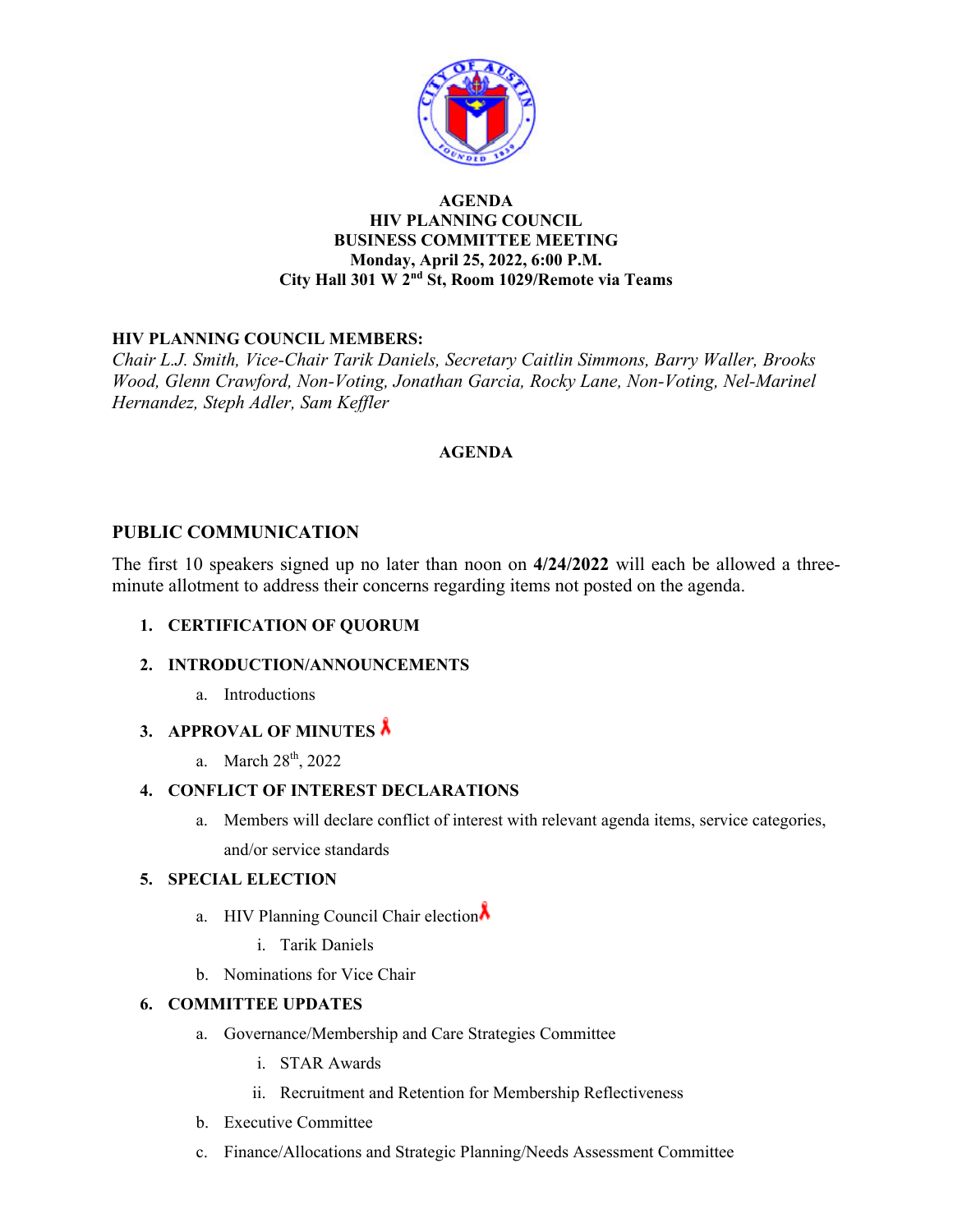**AGENDA**
**HIV PLANNING COUNCIL**
**BUSINESS COMMITTEE MEETING**
**Monday, April 25, 2022, 6:00 P.M.**
**City Hall 301 W 2nd St, Room 1029/Remote via Teams**

**HIV PLANNING COUNCIL MEMBERS:**
*Chair L.J. Smith, Vice-Chair Tarik Daniels, Secretary Caitlin Simmons, Barry Waller, Brooks Wood, Glenn Crawford, Non-Voting, Jonathan Garcia, Rocky Lane, Non-Voting, Nel-Marinel Hernandez, Steph Adler, Sam Keffler*

**AGENDA**

## PUBLIC COMMUNICATION

The first 10 speakers signed up no later than noon on **4/24/2022** will each be allowed a three-minute allotment to address their concerns regarding items not posted on the agenda.

1. **CERTIFICATION OF QUORUM**
2. **INTRODUCTION/ANNOUNCEMENTS**
   a. Introductions
3. **APPROVAL OF MINUTES**
   a. March 28th, 2022
4. **CONFLICT OF INTEREST DECLARATIONS**
   a. Members will declare conflict of interest with relevant agenda items, service categories, and/or service standards
5. **SPECIAL ELECTION**
   a. HIV Planning Council Chair election
      i. Tarik Daniels
   b. Nominations for Vice Chair
6. **COMMITTEE UPDATES**
   a. Governance/Membership and Care Strategies Committee
      i. STAR Awards
      ii. Recruitment and Retention for Membership Reflectiveness
   b. Executive Committee
   c. Finance/Allocations and Strategic Planning/Needs Assessment Committee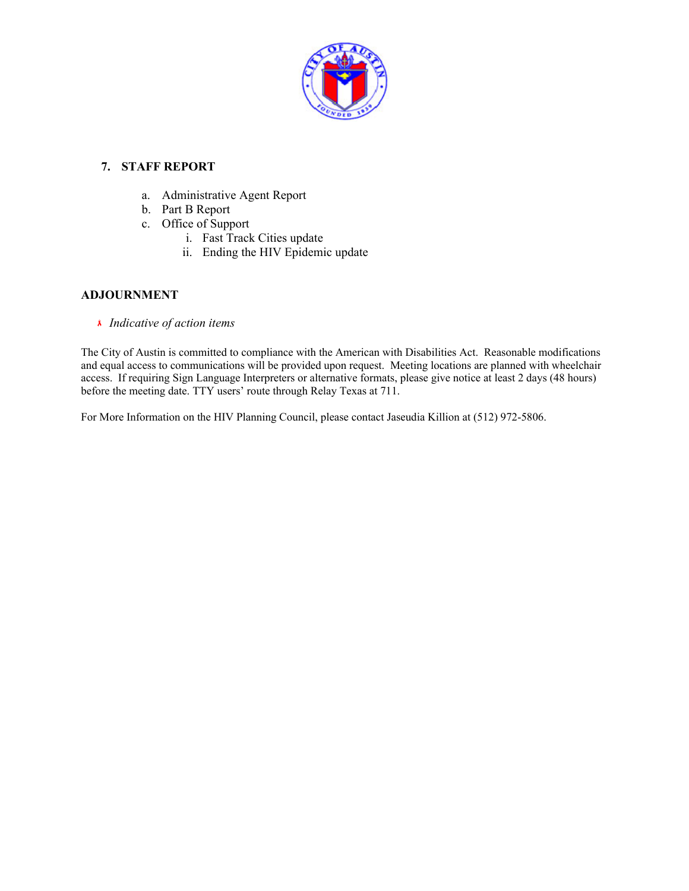## 7. STAFF REPORT

a. Administrative Agent Report
b. Part B Report
c. Office of Support
    i. Fast Track Cities update
    ii. Ending the HIV Epidemic update

## ADJOURNMENT

*Indicative of action items*

The City of Austin is committed to compliance with the American with Disabilities Act. Reasonable modifications and equal access to communications will be provided upon request. Meeting locations are planned with wheelchair access. If requiring Sign Language Interpreters or alternative formats, please give notice at least 2 days (48 hours) before the meeting date. TTY users' route through Relay Texas at 711.

For More Information on the HIV Planning Council, please contact Jaseudia Killion at (512) 972-5806.